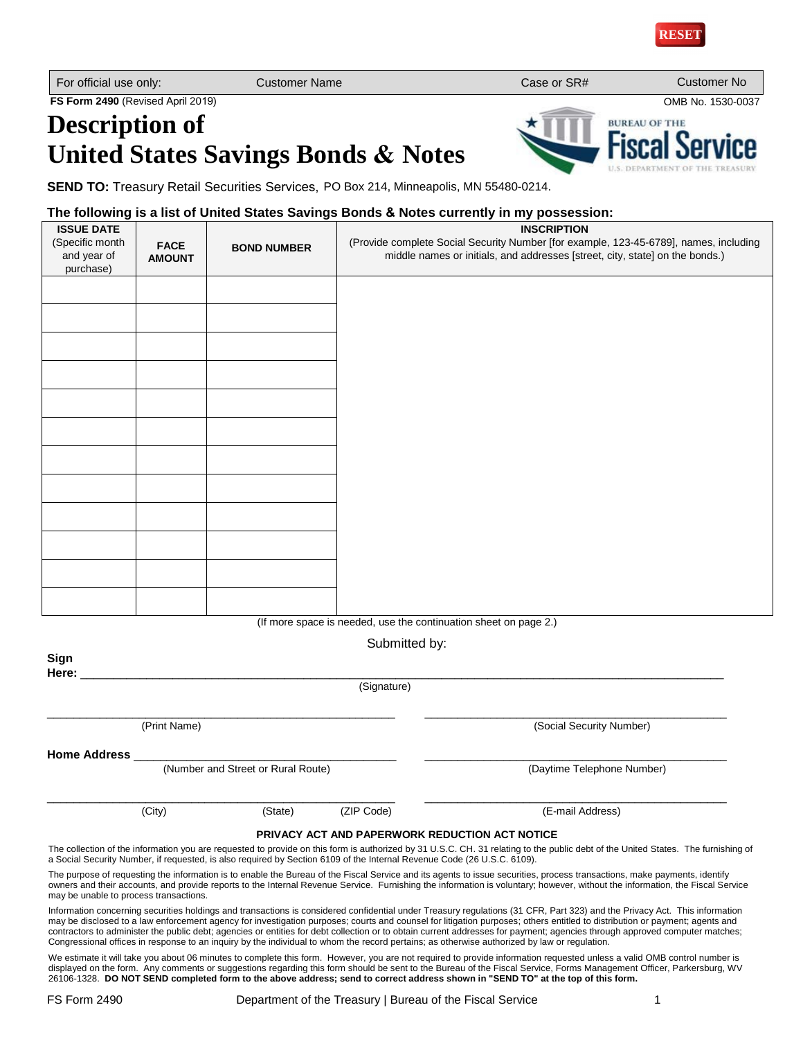RESET

| For official use only: | Customer Name | Case or SR# | Customer No |
|---|---|---|---|

**FS Form 2490** (Revised April 2019) OMB No. 1530-0037

# Description of United States Savings Bonds & Notes

BUREAU OF THE Fiscal Service U.S. DEPARTMENT OF THE TREASURY

**SEND TO:** Treasury Retail Securities Services, PO Box 214, Minneapolis, MN 55480-0214.

**The following is a list of United States Savings Bonds & Notes currently in my possession:**

| **ISSUE DATE** (Specific month and year of purchase) | **FACE AMOUNT** | **BOND NUMBER** | **INSCRIPTION** (Provide complete Social Security Number [for example, 123-45-6789], names, including middle names or initials, and addresses [street, city, state] on the bonds.) |
|---|---|---|---|
| | | | |
| | | | |
| | | | |
| | | | |
| | | | |
| | | | |
| | | | |
| | | | |
| | | | |
| | | | |
| | | | |
| | | | |

(If more space is needed, use the continuation sheet on page 2.)

Submitted by:

**Sign Here:** ______________________________________________
(Signature)

______________________________ (Print Name)

______________________________ (Social Security Number)

**Home Address** ______________________________ (Number and Street or Rural Route)

______________________________ (Daytime Telephone Number)

______________________________ (City) (State) (ZIP Code)

______________________________ (E-mail Address)

**PRIVACY ACT AND PAPERWORK REDUCTION ACT NOTICE**

The collection of the information you are requested to provide on this form is authorized by 31 U.S.C. CH. 31 relating to the public debt of the United States. The furnishing of a Social Security Number, if requested, is also required by Section 6109 of the Internal Revenue Code (26 U.S.C. 6109).

The purpose of requesting the information is to enable the Bureau of the Fiscal Service and its agents to issue securities, process transactions, make payments, identify owners and their accounts, and provide reports to the Internal Revenue Service. Furnishing the information is voluntary; however, without the information, the Fiscal Service may be unable to process transactions.

Information concerning securities holdings and transactions is considered confidential under Treasury regulations (31 CFR, Part 323) and the Privacy Act. This information may be disclosed to a law enforcement agency for investigation purposes; courts and counsel for litigation purposes; others entitled to distribution or payment; agents and contractors to administer the public debt; agencies or entities for debt collection or to obtain current addresses for payment; agencies through approved computer matches; Congressional offices in response to an inquiry by the individual to whom the record pertains; as otherwise authorized by law or regulation.

We estimate it will take you about 06 minutes to complete this form. However, you are not required to provide information requested unless a valid OMB control number is displayed on the form. Any comments or suggestions regarding this form should be sent to the Bureau of the Fiscal Service, Forms Management Officer, Parkersburg, WV 26106-1328. **DO NOT SEND completed form to the above address; send to correct address shown in "SEND TO" at the top of this form.**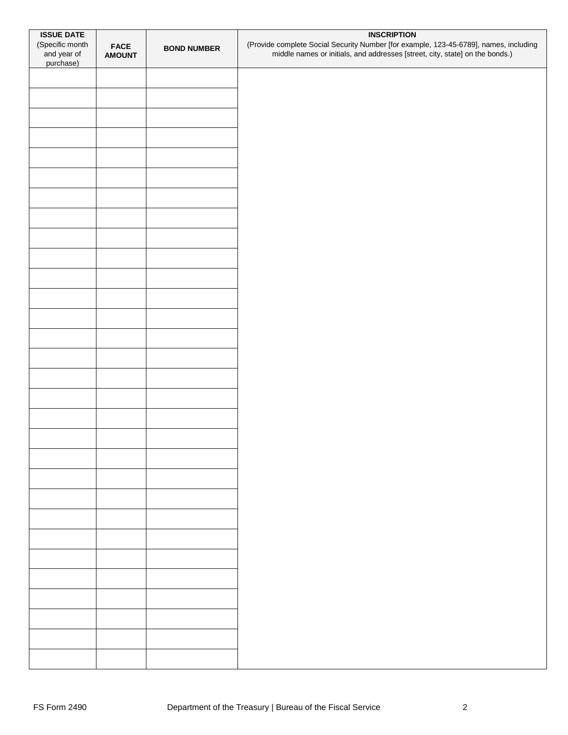| **ISSUE DATE** (Specific month and year of purchase) | **FACE AMOUNT** | **BOND NUMBER** | **INSCRIPTION** (Provide complete Social Security Number [for example, 123-45-6789], names, including middle names or initials, and addresses [street, city, state] on the bonds.) |
|---|---|---|---|
| | | | |
| | | | |
| | | | |
| | | | |
| | | | |
| | | | |
| | | | |
| | | | |
| | | | |
| | | | |
| | | | |
| | | | |
| | | | |
| | | | |
| | | | |
| | | | |
| | | | |
| | | | |
| | | | |
| | | | |
| | | | |
| | | | |
| | | | |
| | | | |
| | | | |
| | | | |
| | | | |
| | | | |
| | | | |
| | | | |

FS Form 2490 Department of the Treasury | Bureau of the Fiscal Service